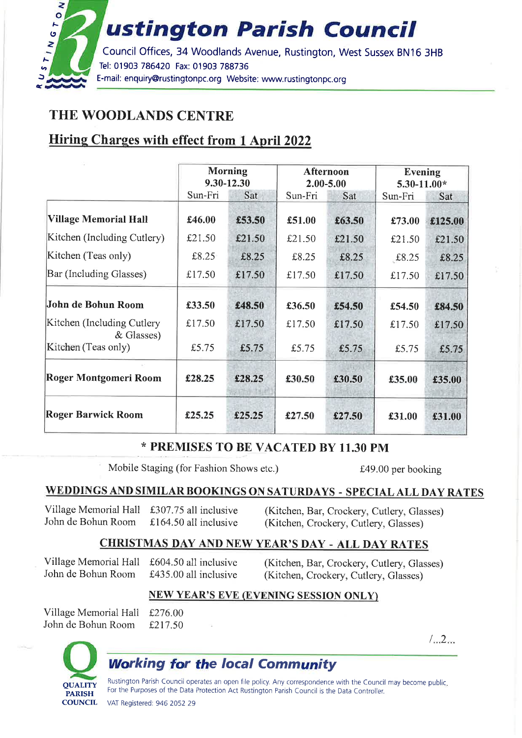# Rustington Parish Council

Council Offices, 34 Woodlands Avenue, Rustington, West Sussex BN16 3HB
Tel: 01903 786420 Fax: 01903 788736
E-mail: enquiry@rustingtonpc.org Website: www.rustingtonpc.org

## THE WOODLANDS CENTRE

## Hiring Charges with effect from 1 April 2022

| | Morning 9.30-12.30 | | Afternoon 2.00-5.00 | | Evening 5.30-11.00* | |
|---|---|---|---|---|---|---|
| | Sun-Fri | Sat | Sun-Fri | Sat | Sun-Fri | Sat |
| **Village Memorial Hall** | **£46.00** | **£53.50** | **£51.00** | **£63.50** | **£73.00** | **£125.00** |
| Kitchen (Including Cutlery) | £21.50 | £21.50 | £21.50 | £21.50 | £21.50 | £21.50 |
| Kitchen (Teas only) | £8.25 | £8.25 | £8.25 | £8.25 | £8.25 | £8.25 |
| Bar (Including Glasses) | £17.50 | £17.50 | £17.50 | £17.50 | £17.50 | £17.50 |
| **John de Bohun Room** | **£33.50** | **£48.50** | **£36.50** | **£54.50** | **£54.50** | **£84.50** |
| Kitchen (Including Cutlery & Glasses) | £17.50 | £17.50 | £17.50 | £17.50 | £17.50 | £17.50 |
| Kitchen (Teas only) | £5.75 | £5.75 | £5.75 | £5.75 | £5.75 | £5.75 |
| **Roger Montgomeri Room** | **£28.25** | **£28.25** | **£30.50** | **£30.50** | **£35.00** | **£35.00** |
| **Roger Barwick Room** | **£25.25** | **£25.25** | **£27.50** | **£27.50** | **£31.00** | **£31.00** |

**\* PREMISES TO BE VACATED BY 11.30 PM**

Mobile Staging (for Fashion Shows etc.) £49.00 per booking

### WEDDINGS AND SIMILAR BOOKINGS ON SATURDAYS - SPECIAL ALL DAY RATES

Village Memorial Hall £307.75 all inclusive (Kitchen, Bar, Crockery, Cutlery, Glasses)
John de Bohun Room £164.50 all inclusive (Kitchen, Crockery, Cutlery, Glasses)

### CHRISTMAS DAY AND NEW YEAR'S DAY - ALL DAY RATES

Village Memorial Hall £604.50 all inclusive (Kitchen, Bar, Crockery, Cutlery, Glasses)
John de Bohun Room £435.00 all inclusive (Kitchen, Crockery, Cutlery, Glasses)

### NEW YEAR'S EVE (EVENING SESSION ONLY)

Village Memorial Hall £276.00
John de Bohun Room £217.50

/...2...

**Working for the local Community**

QUALITY PARISH COUNCIL

Rustington Parish Council operates an open file policy. Any correspondence with the Council may become public. For the Purposes of the Data Protection Act Rustington Parish Council is the Data Controller.

VAT Registered: 946 2052 29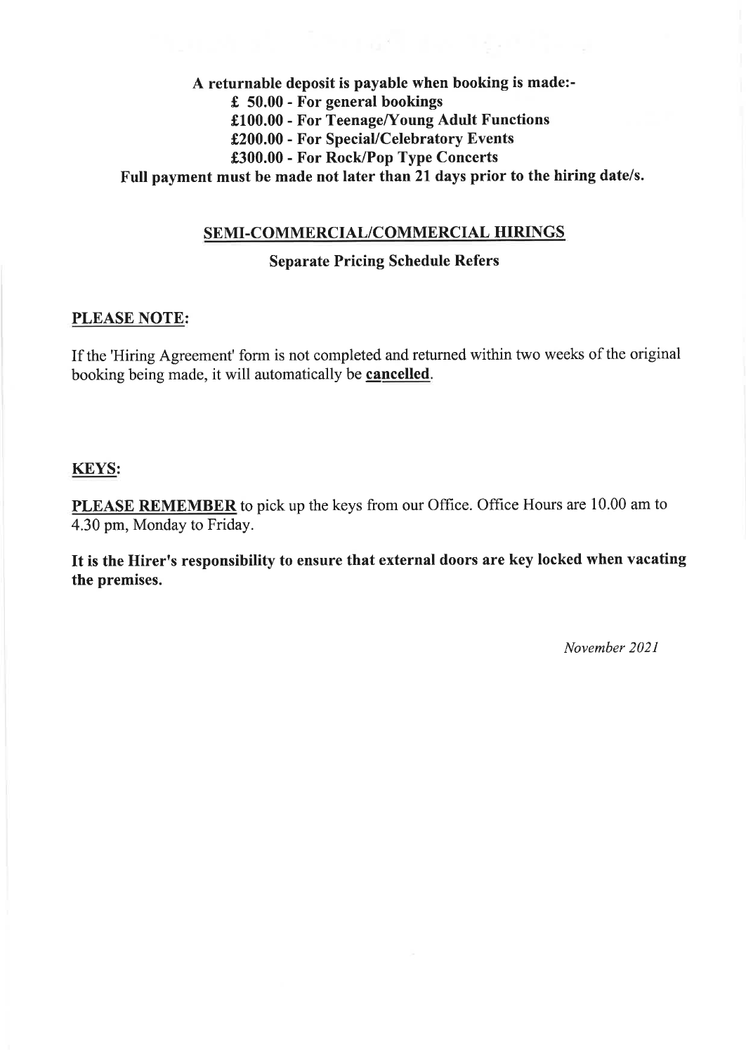**A returnable deposit is payable when booking is made:-**

**£ 50.00 - For general bookings**

**£100.00 - For Teenage/Young Adult Functions**

**£200.00 - For Special/Celebratory Events**

**£300.00 - For Rock/Pop Type Concerts**

**Full payment must be made not later than 21 days prior to the hiring date/s.**

## SEMI-COMMERCIAL/COMMERCIAL HIRINGS

**Separate Pricing Schedule Refers**

**PLEASE NOTE:**

If the 'Hiring Agreement' form is not completed and returned within two weeks of the original booking being made, it will automatically be **cancelled**.

**KEYS:**

**PLEASE REMEMBER** to pick up the keys from our Office. Office Hours are 10.00 am to 4.30 pm, Monday to Friday.

**It is the Hirer's responsibility to ensure that external doors are key locked when vacating the premises.**

*November 2021*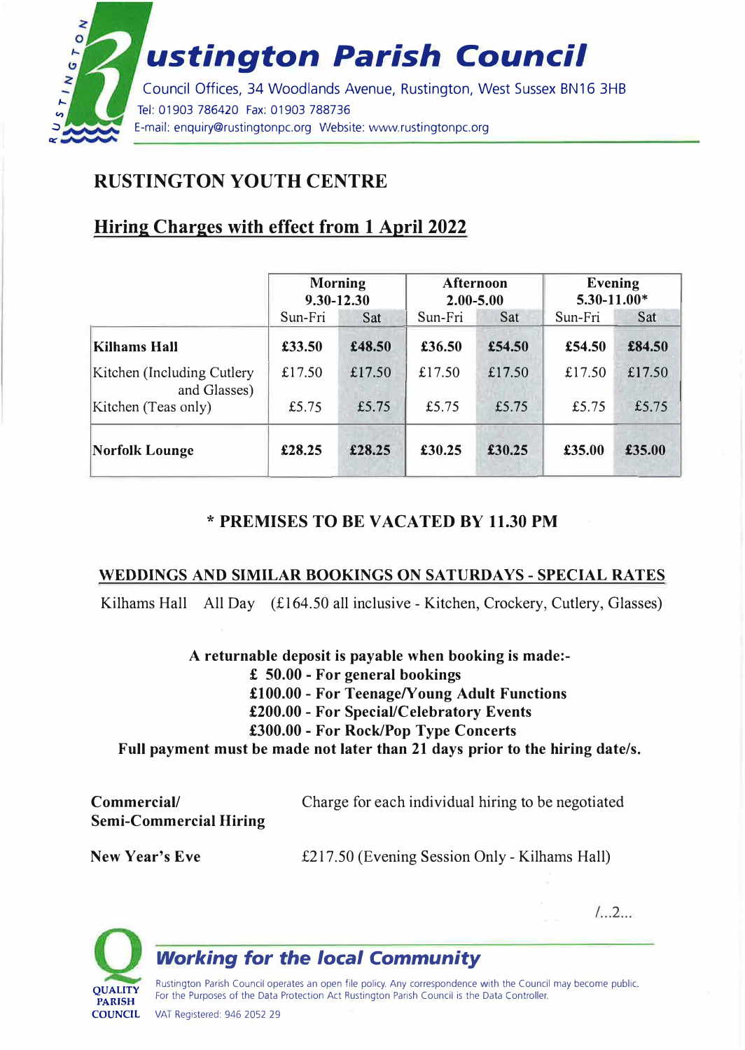# Rustington Parish Council

Council Offices, 34 Woodlands Avenue, Rustington, West Sussex BN16 3HB
Tel: 01903 786420 Fax: 01903 788736
E-mail: enquiry@rustingtonpc.org Website: www.rustingtonpc.org

## RUSTINGTON YOUTH CENTRE

## Hiring Charges with effect from 1 April 2022

| | Morning 9.30-12.30 | | Afternoon 2.00-5.00 | | Evening 5.30-11.00* | |
|---|---|---|---|---|---|---|
| | Sun-Fri | Sat | Sun-Fri | Sat | Sun-Fri | Sat |
| **Kilhams Hall** | **£33.50** | **£48.50** | **£36.50** | **£54.50** | **£54.50** | **£84.50** |
| Kitchen (Including Cutlery and Glasses) | £17.50 | £17.50 | £17.50 | £17.50 | £17.50 | £17.50 |
| Kitchen (Teas only) | £5.75 | £5.75 | £5.75 | £5.75 | £5.75 | £5.75 |
| **Norfolk Lounge** | **£28.25** | **£28.25** | **£30.25** | **£30.25** | **£35.00** | **£35.00** |

**\* PREMISES TO BE VACATED BY 11.30 PM**

**WEDDINGS AND SIMILAR BOOKINGS ON SATURDAYS - SPECIAL RATES**

Kilhams Hall All Day (£164.50 all inclusive - Kitchen, Crockery, Cutlery, Glasses)

**A returnable deposit is payable when booking is made:-**
**£ 50.00 - For general bookings**
**£100.00 - For Teenage/Young Adult Functions**
**£200.00 - For Special/Celebratory Events**
**£300.00 - For Rock/Pop Type Concerts**
**Full payment must be made not later than 21 days prior to the hiring date/s.**

**Commercial/ Semi-Commercial Hiring** — Charge for each individual hiring to be negotiated

**New Year's Eve** — £217.50 (Evening Session Only - Kilhams Hall)

/...2...

*Working for the local Community*

Rustington Parish Council operates an open file policy. Any correspondence with the Council may become public. For the Purposes of the Data Protection Act Rustington Parish Council is the Data Controller.

VAT Registered: 946 2052 29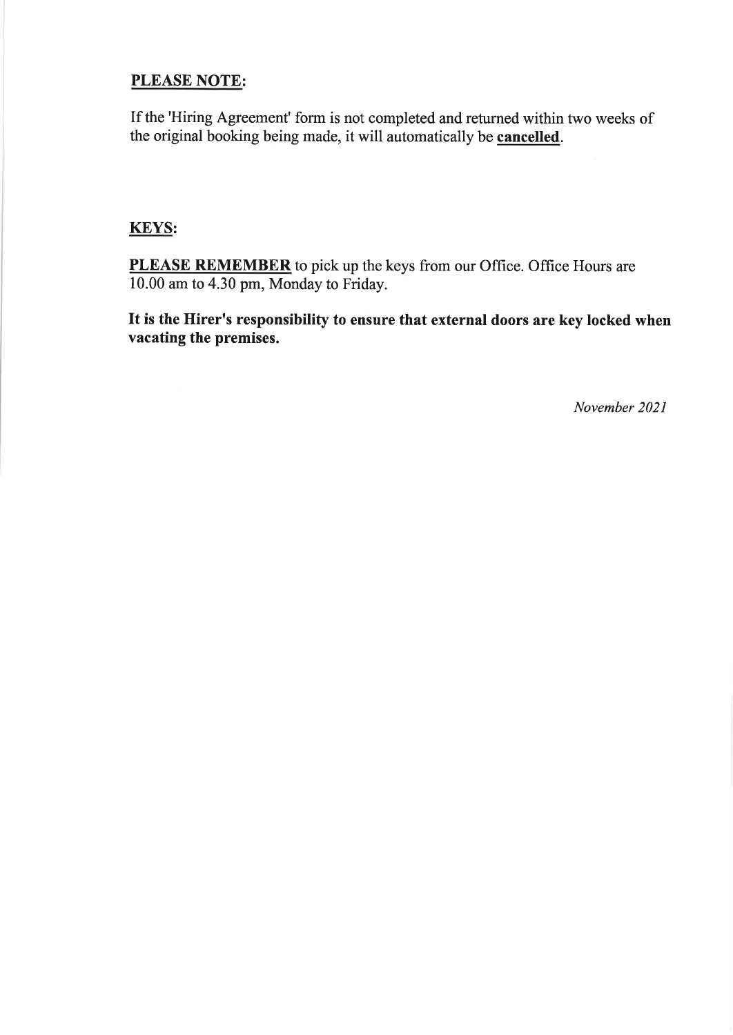**PLEASE NOTE:**

If the 'Hiring Agreement' form is not completed and returned within two weeks of the original booking being made, it will automatically be **cancelled**.

**KEYS:**

**PLEASE REMEMBER** to pick up the keys from our Office. Office Hours are 10.00 am to 4.30 pm, Monday to Friday.

**It is the Hirer's responsibility to ensure that external doors are key locked when vacating the premises.**

*November 2021*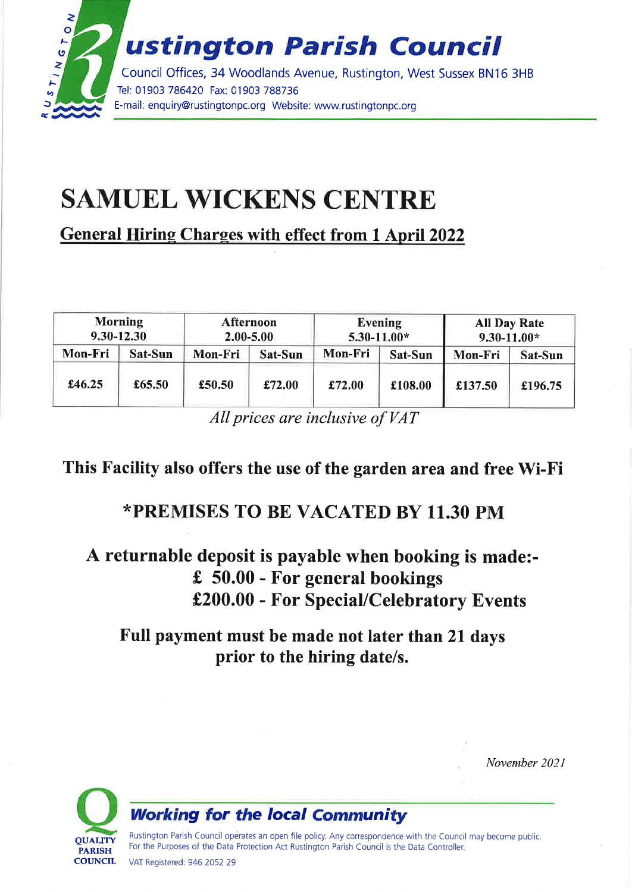# Rustington Parish Council

Council Offices, 34 Woodlands Avenue, Rustington, West Sussex BN16 3HB
Tel: 01903 786420 Fax: 01903 788736
E-mail: enquiry@rustingtonpc.org Website: www.rustingtonpc.org

# SAMUEL WICKENS CENTRE

## General Hiring Charges with effect from 1 April 2022

| Morning 9.30-12.30 | | Afternoon 2.00-5.00 | | Evening 5.30-11.00* | | All Day Rate 9.30-11.00* | |
|---|---|---|---|---|---|---|---|
| Mon-Fri | Sat-Sun | Mon-Fri | Sat-Sun | Mon-Fri | Sat-Sun | Mon-Fri | Sat-Sun |
| £46.25 | £65.50 | £50.50 | £72.00 | £72.00 | £108.00 | £137.50 | £196.75 |

*All prices are inclusive of VAT*

**This Facility also offers the use of the garden area and free Wi-Fi**

**\*PREMISES TO BE VACATED BY 11.30 PM**

**A returnable deposit is payable when booking is made:-**
**£ 50.00 - For general bookings**
**£200.00 - For Special/Celebratory Events**

**Full payment must be made not later than 21 days prior to the hiring date/s.**

*November 2021*

QUALITY PARISH COUNCIL

***Working for the local Community***

Rustington Parish Council operates an open file policy. Any correspondence with the Council may become public. For the Purposes of the Data Protection Act Rustington Parish Council is the Data Controller.

VAT Registered: 946 2052 29